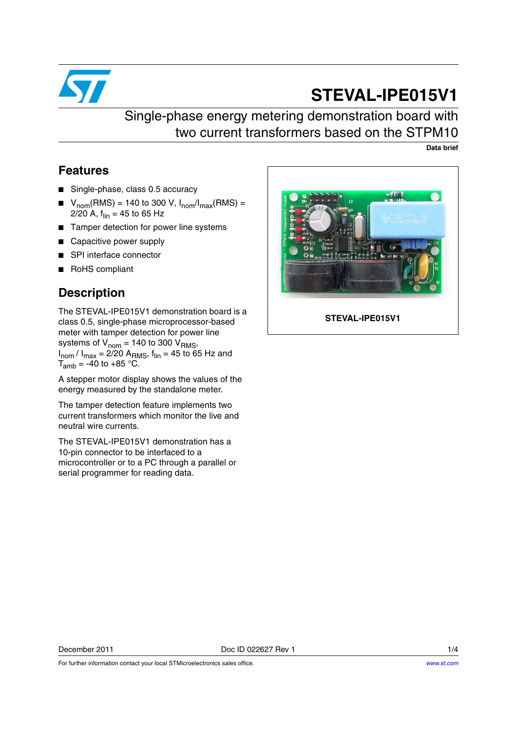# STEVAL-IPE015V1

## Single-phase energy metering demonstration board with two current transformers based on the STPM10

**Data brief**

## Features

- Single-phase, class 0.5 accuracy
- $V_{nom}$(RMS) = 140 to 300 V, $I_{nom}/I_{max}$(RMS) = 2/20 A, $f_{lin}$ = 45 to 65 Hz
- Tamper detection for power line systems
- Capacitive power supply
- SPI interface connector
- RoHS compliant

STEVAL-IPE015V1

## Description

The STEVAL-IPE015V1 demonstration board is a class 0.5, single-phase microprocessor-based meter with tamper detection for power line systems of $V_{nom}$ = 140 to 300 $V_{RMS}$, $I_{nom}$ / $I_{max}$ = 2/20 $A_{RMS}$, $f_{lin}$ = 45 to 65 Hz and $T_{amb}$ = -40 to +85 °C.

A stepper motor display shows the values of the energy measured by the standalone meter.

The tamper detection feature implements two current transformers which monitor the live and neutral wire currents.

The STEVAL-IPE015V1 demonstration has a 10-pin connector to be interfaced to a microcontroller or to a PC through a parallel or serial programmer for reading data.

December 2011 Doc ID 022627 Rev 1

For further information contact your local STMicroelectronics sales office. www.st.com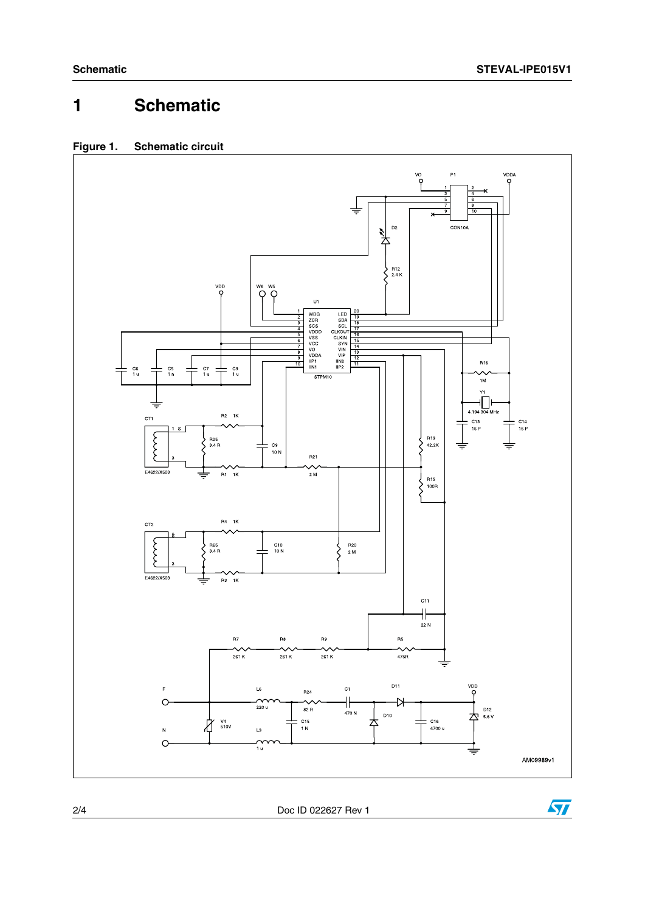# 1 Schematic

**Figure 1. Schematic circuit**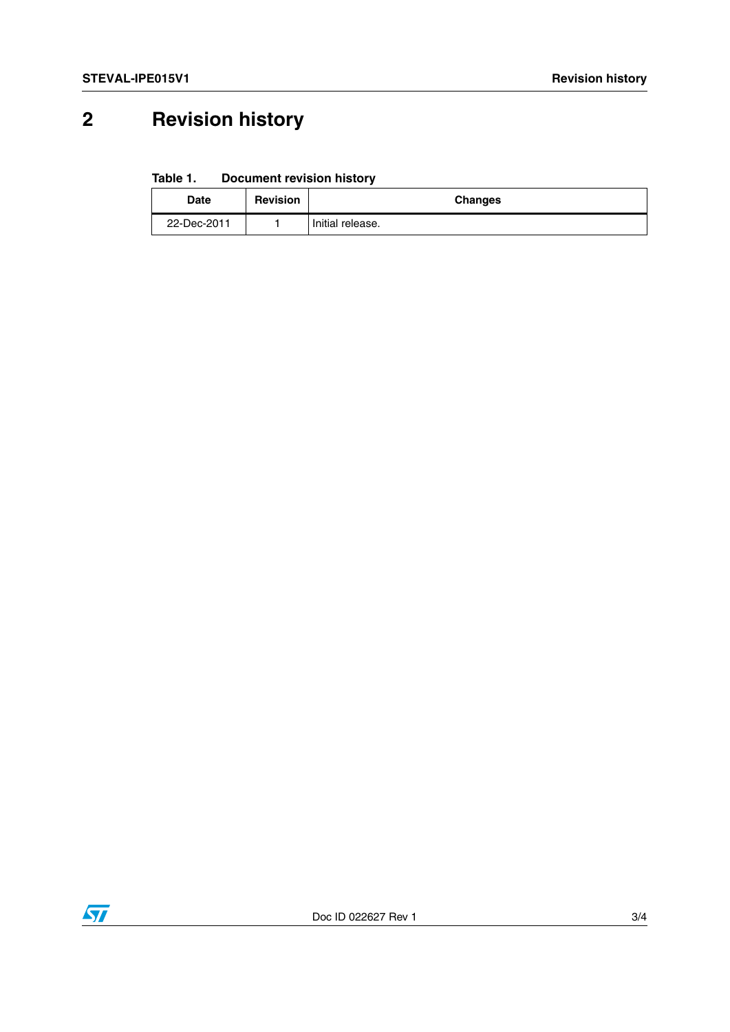# 2 Revision history

**Table 1. Document revision history**

| Date | Revision | Changes |
|---|---|---|
| 22-Dec-2011 | 1 | Initial release. |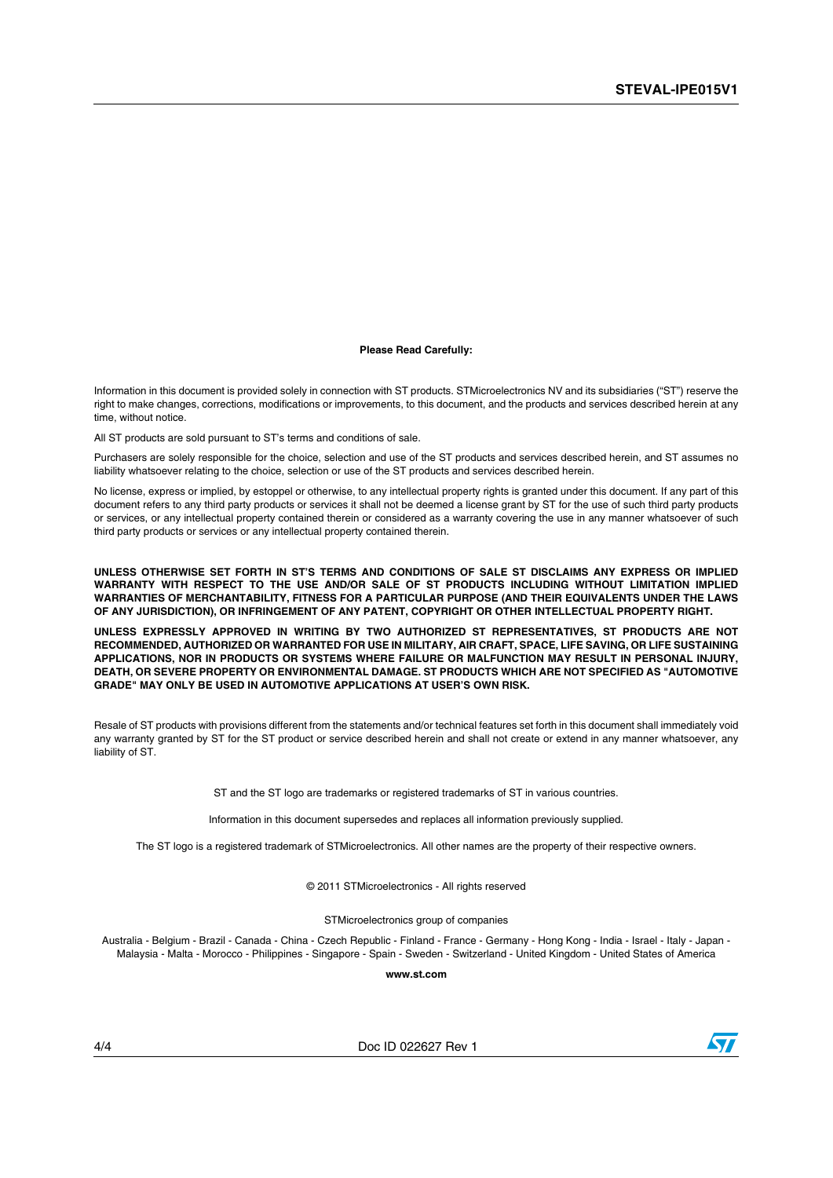**Please Read Carefully:**

Information in this document is provided solely in connection with ST products. STMicroelectronics NV and its subsidiaries ("ST") reserve the right to make changes, corrections, modifications or improvements, to this document, and the products and services described herein at any time, without notice.

All ST products are sold pursuant to ST's terms and conditions of sale.

Purchasers are solely responsible for the choice, selection and use of the ST products and services described herein, and ST assumes no liability whatsoever relating to the choice, selection or use of the ST products and services described herein.

No license, express or implied, by estoppel or otherwise, to any intellectual property rights is granted under this document. If any part of this document refers to any third party products or services it shall not be deemed a license grant by ST for the use of such third party products or services, or any intellectual property contained therein or considered as a warranty covering the use in any manner whatsoever of such third party products or services or any intellectual property contained therein.

**UNLESS OTHERWISE SET FORTH IN ST'S TERMS AND CONDITIONS OF SALE ST DISCLAIMS ANY EXPRESS OR IMPLIED WARRANTY WITH RESPECT TO THE USE AND/OR SALE OF ST PRODUCTS INCLUDING WITHOUT LIMITATION IMPLIED WARRANTIES OF MERCHANTABILITY, FITNESS FOR A PARTICULAR PURPOSE (AND THEIR EQUIVALENTS UNDER THE LAWS OF ANY JURISDICTION), OR INFRINGEMENT OF ANY PATENT, COPYRIGHT OR OTHER INTELLECTUAL PROPERTY RIGHT.**

**UNLESS EXPRESSLY APPROVED IN WRITING BY TWO AUTHORIZED ST REPRESENTATIVES, ST PRODUCTS ARE NOT RECOMMENDED, AUTHORIZED OR WARRANTED FOR USE IN MILITARY, AIR CRAFT, SPACE, LIFE SAVING, OR LIFE SUSTAINING APPLICATIONS, NOR IN PRODUCTS OR SYSTEMS WHERE FAILURE OR MALFUNCTION MAY RESULT IN PERSONAL INJURY, DEATH, OR SEVERE PROPERTY OR ENVIRONMENTAL DAMAGE. ST PRODUCTS WHICH ARE NOT SPECIFIED AS "AUTOMOTIVE GRADE" MAY ONLY BE USED IN AUTOMOTIVE APPLICATIONS AT USER'S OWN RISK.**

Resale of ST products with provisions different from the statements and/or technical features set forth in this document shall immediately void any warranty granted by ST for the ST product or service described herein and shall not create or extend in any manner whatsoever, any liability of ST.

ST and the ST logo are trademarks or registered trademarks of ST in various countries.

Information in this document supersedes and replaces all information previously supplied.

The ST logo is a registered trademark of STMicroelectronics. All other names are the property of their respective owners.

© 2011 STMicroelectronics - All rights reserved

STMicroelectronics group of companies

Australia - Belgium - Brazil - Canada - China - Czech Republic - Finland - France - Germany - Hong Kong - India - Israel - Italy - Japan - Malaysia - Malta - Morocco - Philippines - Singapore - Spain - Sweden - Switzerland - United Kingdom - United States of America

**www.st.com**